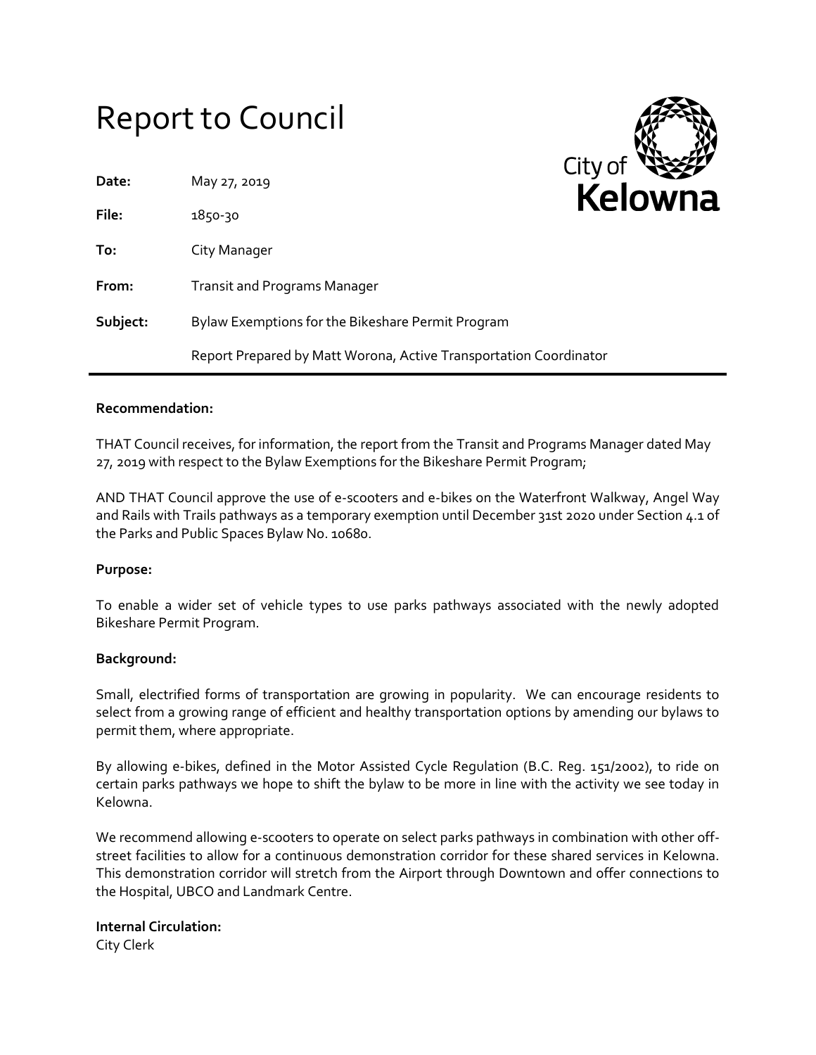# Report to Council

City of Kelowna

| | |
|---|---|
| **Date:** | May 27, 2019 |
| **File:** | 1850-30 |
| **To:** | City Manager |
| **From:** | Transit and Programs Manager |
| **Subject:** | Bylaw Exemptions for the Bikeshare Permit Program |
| | Report Prepared by Matt Worona, Active Transportation Coordinator |

**Recommendation:**

THAT Council receives, for information, the report from the Transit and Programs Manager dated May 27, 2019 with respect to the Bylaw Exemptions for the Bikeshare Permit Program;

AND THAT Council approve the use of e-scooters and e-bikes on the Waterfront Walkway, Angel Way and Rails with Trails pathways as a temporary exemption until December 31st 2020 under Section 4.1 of the Parks and Public Spaces Bylaw No. 10680.

**Purpose:**

To enable a wider set of vehicle types to use parks pathways associated with the newly adopted Bikeshare Permit Program.

**Background:**

Small, electrified forms of transportation are growing in popularity. We can encourage residents to select from a growing range of efficient and healthy transportation options by amending our bylaws to permit them, where appropriate.

By allowing e-bikes, defined in the Motor Assisted Cycle Regulation (B.C. Reg. 151/2002), to ride on certain parks pathways we hope to shift the bylaw to be more in line with the activity we see today in Kelowna.

We recommend allowing e-scooters to operate on select parks pathways in combination with other off-street facilities to allow for a continuous demonstration corridor for these shared services in Kelowna. This demonstration corridor will stretch from the Airport through Downtown and offer connections to the Hospital, UBCO and Landmark Centre.

**Internal Circulation:**

City Clerk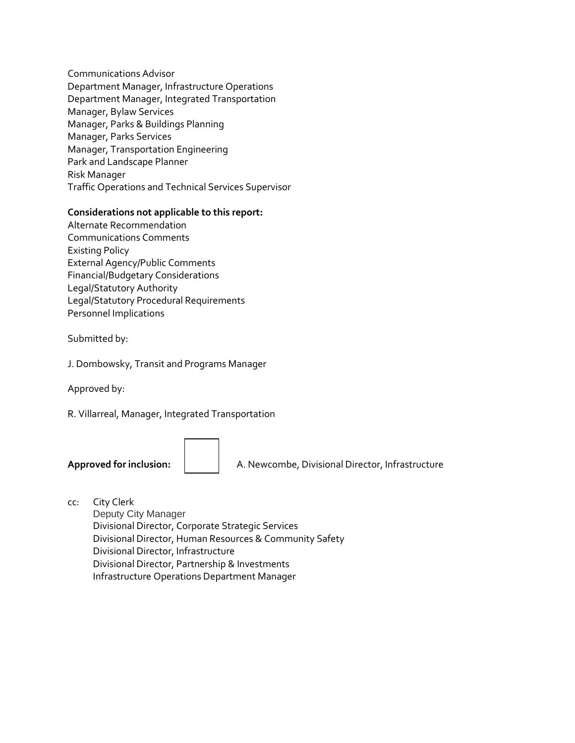Communications Advisor
Department Manager, Infrastructure Operations
Department Manager, Integrated Transportation
Manager, Bylaw Services
Manager, Parks & Buildings Planning
Manager, Parks Services
Manager, Transportation Engineering
Park and Landscape Planner
Risk Manager
Traffic Operations and Technical Services Supervisor

**Considerations not applicable to this report:**
Alternate Recommendation
Communications Comments
Existing Policy
External Agency/Public Comments
Financial/Budgetary Considerations
Legal/Statutory Authority
Legal/Statutory Procedural Requirements
Personnel Implications

Submitted by:

J. Dombowsky, Transit and Programs Manager

Approved by:

R. Villarreal, Manager, Integrated Transportation

**Approved for inclusion:** A. Newcombe, Divisional Director, Infrastructure

cc: City Clerk
Deputy City Manager
Divisional Director, Corporate Strategic Services
Divisional Director, Human Resources & Community Safety
Divisional Director, Infrastructure
Divisional Director, Partnership & Investments
Infrastructure Operations Department Manager